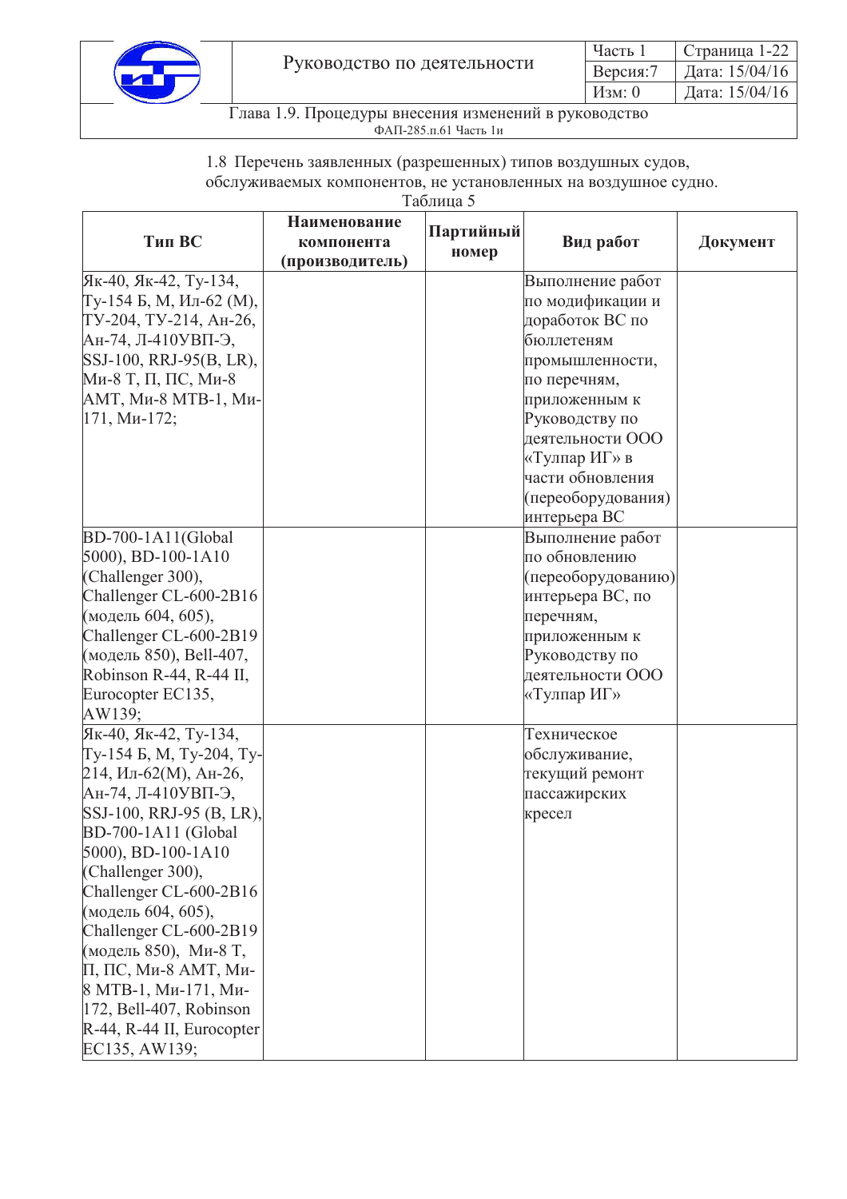1.8 Перечень заявленных (разрешенных) типов воздушных судов, обслуживаемых компонентов, не установленных на воздушное судно.

Таблица 5

| Тип ВС | Наименование компонента (производитель) | Партийный номер | Вид работ | Документ |
|---|---|---|---|---|
| Як-40, Як-42, Ту-134, Ту-154 Б, М, Ил-62 (М), ТУ-204, ТУ-214, Ан-26, Ан-74, Л-410УВП-Э, SSJ-100, RRJ-95(B, LR), Ми-8 Т, П, ПС, Ми-8 АМТ, Ми-8 МТВ-1, Ми-171, Ми-172; | | | Выполнение работ по модификации и доработок ВС по бюллетеням промышленности, по перечням, приложенным к Руководству по деятельности ООО «Тулпар ИГ» в части обновления (переоборудования) интерьера ВС | |
| BD-700-1A11(Global 5000), BD-100-1A10 (Challenger 300), Challenger CL-600-2B16 (модель 604, 605), Challenger CL-600-2B19 (модель 850), Bell-407, Robinson R-44, R-44 II, Eurocopter EC135, AW139; | | | Выполнение работ по обновлению (переоборудованию) интерьера ВС, по перечням, приложенным к Руководству по деятельности ООО «Тулпар ИГ» | |
| Як-40, Як-42, Ту-134, Ту-154 Б, М, Ту-204, Ту-214, Ил-62(М), Ан-26, Ан-74, Л-410УВП-Э, SSJ-100, RRJ-95 (B, LR), BD-700-1A11 (Global 5000), BD-100-1A10 (Challenger 300), Challenger CL-600-2B16 (модель 604, 605), Challenger CL-600-2B19 (модель 850), Ми-8 Т, П, ПС, Ми-8 АМТ, Ми-8 МТВ-1, Ми-171, Ми-172, Bell-407, Robinson R-44, R-44 II, Eurocopter EC135, AW139; | | | Техническое обслуживание, текущий ремонт пассажирских кресел | |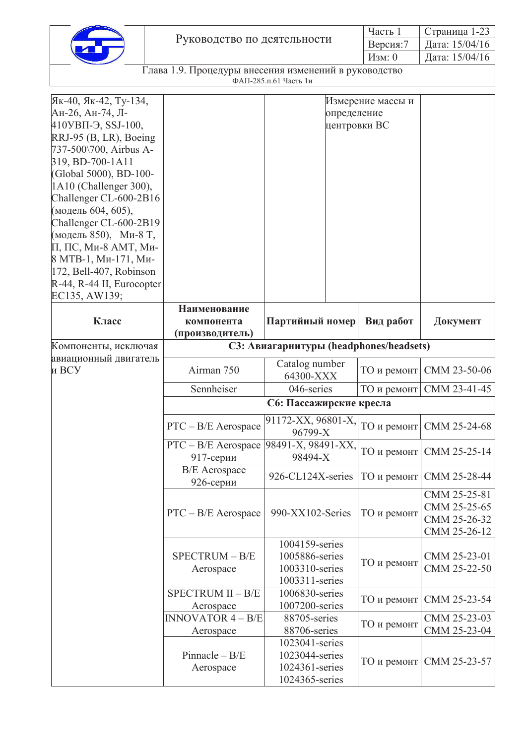| Як-40, Як-42, Ту-134, Ан-26, Ан-74, Л-410УВП-Э, SSJ-100, RRJ-95 (B, LR), Boeing 737-500\700, Airbus A-319, BD-700-1A11 (Global 5000), BD-100-1A10 (Challenger 300), Challenger CL-600-2B16 (модель 604, 605), Challenger CL-600-2B19 (модель 850), Ми-8 Т, П, ПС, Ми-8 АМТ, Ми-8 МТВ-1, Ми-171, Ми-172, Bell-407, Robinson R-44, R-44 II, Eurocopter EC135, AW139; | | | Измерение массы и определение центровки ВС | |
|---|---|---|---|---|
| **Класс** | **Наименование компонента (производитель)** | **Партийный номер** | **Вид работ** | **Документ** |
| Компоненты, исключая авиационный двигатель и ВСУ | **С3: Авиагарнитуры (headphones/headsets)** | | | |
| | Airman 750 | Catalog number 64300-XXX | ТО и ремонт | CMM 23-50-06 |
| | Sennheiser | 046-series | ТО и ремонт | CMM 23-41-45 |
| | **С6: Пассажирские кресла** | | | |
| | PTC – B/E Aerospace | 91172-XX, 96801-X, 96799-X | ТО и ремонт | CMM 25-24-68 |
| | PTC – B/E Aerospace 917-серии | 98491-X, 98491-XX, 98494-X | ТО и ремонт | CMM 25-25-14 |
| | B/E Aerospace 926-серии | 926-CL124X-series | ТО и ремонт | CMM 25-28-44 |
| | PTC – B/E Aerospace | 990-XX102-Series | ТО и ремонт | CMM 25-25-81 CMM 25-25-65 CMM 25-26-32 CMM 25-26-12 |
| | SPECTRUM – B/E Aerospace | 1004159-series 1005886-series 1003310-series 1003311-series | ТО и ремонт | CMM 25-23-01 CMM 25-22-50 |
| | SPECTRUM II – B/E Aerospace | 1006830-series 1007200-series | ТО и ремонт | CMM 25-23-54 |
| | INNOVATOR 4 – B/E Aerospace | 88705-series 88706-series | ТО и ремонт | CMM 25-23-03 CMM 25-23-04 |
| | Pinnacle – B/E Aerospace | 1023041-series 1023044-series 1024361-series 1024365-series | ТО и ремонт | CMM 25-23-57 |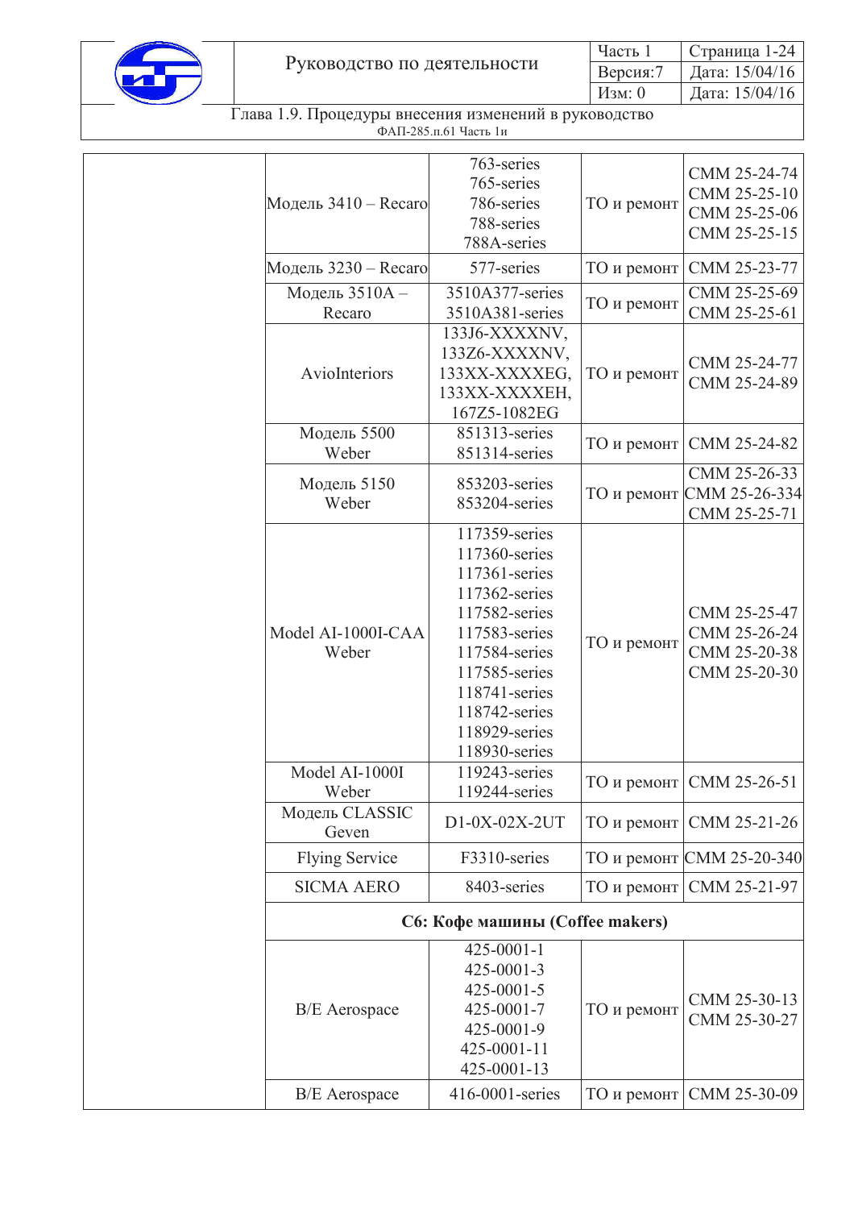| | | | | |
|---|---|---|---|---|
| | Модель 3410 – Recaro | 763-series<br>765-series<br>786-series<br>788-series<br>788A-series | ТО и ремонт | CMM 25-24-74<br>CMM 25-25-10<br>CMM 25-25-06<br>CMM 25-25-15 |
| | Модель 3230 – Recaro | 577-series | ТО и ремонт | CMM 25-23-77 |
| | Модель 3510A – Recaro | 3510A377-series<br>3510A381-series | ТО и ремонт | CMM 25-25-69<br>CMM 25-25-61 |
| | AvioInteriors | 133J6-XXXXNV,<br>133Z6-XXXXNV,<br>133XX-XXXXEG,<br>133XX-XXXXEH,<br>167Z5-1082EG | ТО и ремонт | CMM 25-24-77<br>CMM 25-24-89 |
| | Модель 5500 Weber | 851313-series<br>851314-series | ТО и ремонт | CMM 25-24-82 |
| | Модель 5150 Weber | 853203-series<br>853204-series | ТО и ремонт | CMM 25-26-33<br>CMM 25-26-334<br>CMM 25-25-71 |
| | Model AI-1000I-CAA Weber | 117359-series<br>117360-series<br>117361-series<br>117362-series<br>117582-series<br>117583-series<br>117584-series<br>117585-series<br>118741-series<br>118742-series<br>118929-series<br>118930-series | ТО и ремонт | CMM 25-25-47<br>CMM 25-26-24<br>CMM 25-20-38<br>CMM 25-20-30 |
| | Model AI-1000I Weber | 119243-series<br>119244-series | ТО и ремонт | CMM 25-26-51 |
| | Модель CLASSIC Geven | D1-0X-02X-2UT | ТО и ремонт | CMM 25-21-26 |
| | Flying Service | F3310-series | ТО и ремонт | CMM 25-20-340 |
| | SICMA AERO | 8403-series | ТО и ремонт | CMM 25-21-97 |
| | **C6: Кофе машины (Coffee makers)** | | | |
| | B/E Aerospace | 425-0001-1<br>425-0001-3<br>425-0001-5<br>425-0001-7<br>425-0001-9<br>425-0001-11<br>425-0001-13 | ТО и ремонт | CMM 25-30-13<br>CMM 25-30-27 |
| | B/E Aerospace | 416-0001-series | ТО и ремонт | CMM 25-30-09 |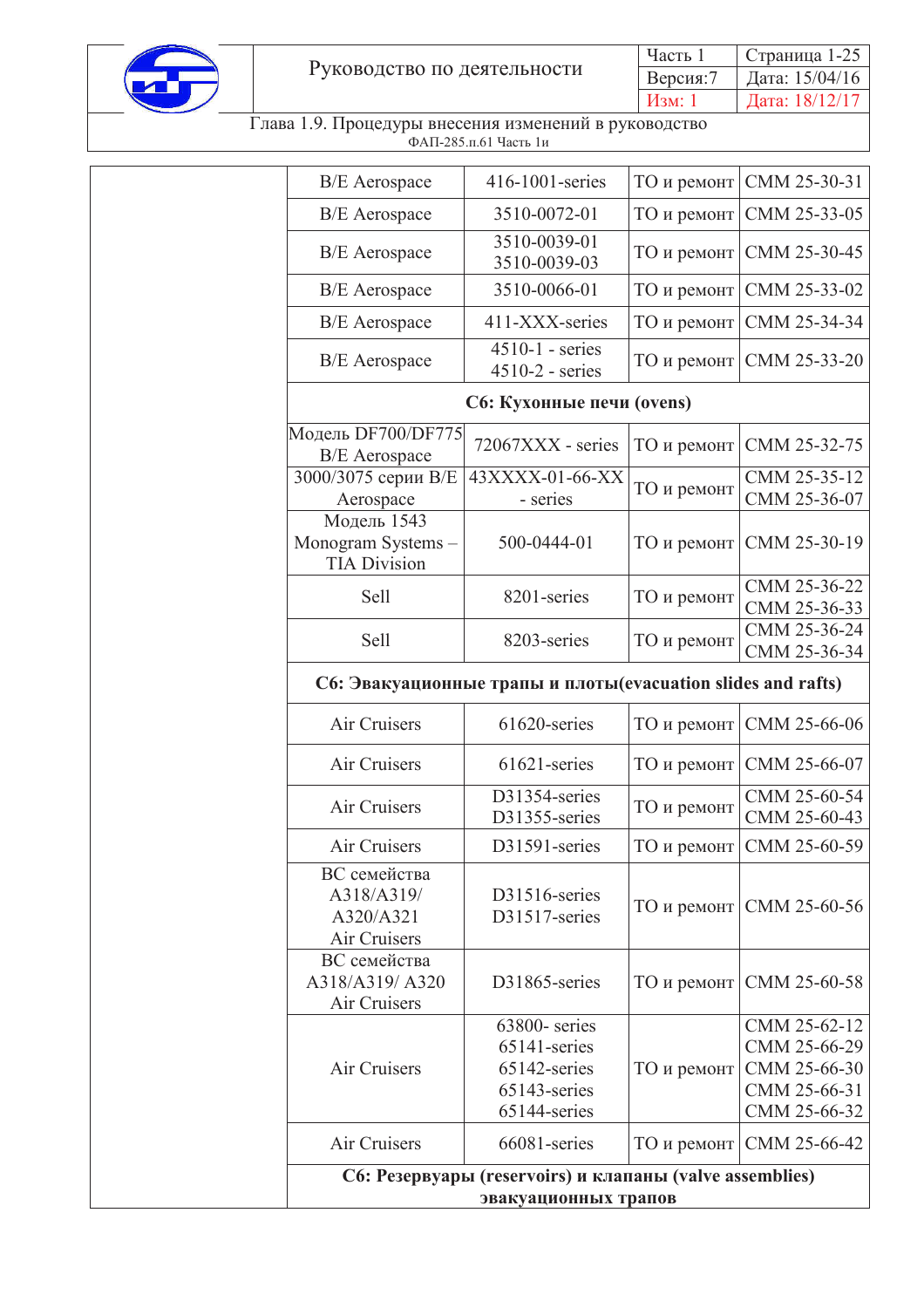| | | | | |
|---|---|---|---|---|
| | B/E Aerospace | 416-1001-series | ТО и ремонт | CMM 25-30-31 |
| | B/E Aerospace | 3510-0072-01 | ТО и ремонт | CMM 25-33-05 |
| | B/E Aerospace | 3510-0039-01<br>3510-0039-03 | ТО и ремонт | CMM 25-30-45 |
| | B/E Aerospace | 3510-0066-01 | ТО и ремонт | CMM 25-33-02 |
| | B/E Aerospace | 411-XXX-series | ТО и ремонт | CMM 25-34-34 |
| | B/E Aerospace | 4510-1 - series<br>4510-2 - series | ТО и ремонт | CMM 25-33-20 |
| | **C6: Кухонные печи (ovens)** | | | |
| | Модель DF700/DF775 B/E Aerospace | 72067XXX - series | ТО и ремонт | CMM 25-32-75 |
| | 3000/3075 серии B/E Aerospace | 43XXXX-01-66-XX - series | ТО и ремонт | CMM 25-35-12<br>CMM 25-36-07 |
| | Модель 1543 Monogram Systems – TIA Division | 500-0444-01 | ТО и ремонт | CMM 25-30-19 |
| | Sell | 8201-series | ТО и ремонт | CMM 25-36-22<br>CMM 25-36-33 |
| | Sell | 8203-series | ТО и ремонт | CMM 25-36-24<br>CMM 25-36-34 |
| | **C6: Эвакуационные трапы и плоты(evacuation slides and rafts)** | | | |
| | Air Cruisers | 61620-series | ТО и ремонт | CMM 25-66-06 |
| | Air Cruisers | 61621-series | ТО и ремонт | CMM 25-66-07 |
| | Air Cruisers | D31354-series<br>D31355-series | ТО и ремонт | CMM 25-60-54<br>CMM 25-60-43 |
| | Air Cruisers | D31591-series | ТО и ремонт | CMM 25-60-59 |
| | ВС семейства A318/A319/ A320/A321 Air Cruisers | D31516-series<br>D31517-series | ТО и ремонт | CMM 25-60-56 |
| | ВС семейства A318/A319/ A320 Air Cruisers | D31865-series | ТО и ремонт | CMM 25-60-58 |
| | Air Cruisers | 63800- series<br>65141-series<br>65142-series<br>65143-series<br>65144-series | ТО и ремонт | CMM 25-62-12<br>CMM 25-66-29<br>CMM 25-66-30<br>CMM 25-66-31<br>CMM 25-66-32 |
| | Air Cruisers | 66081-series | ТО и ремонт | CMM 25-66-42 |
| | **C6: Резервуары (reservoirs) и клапаны (valve assemblies) эвакуационных трапов** | | | |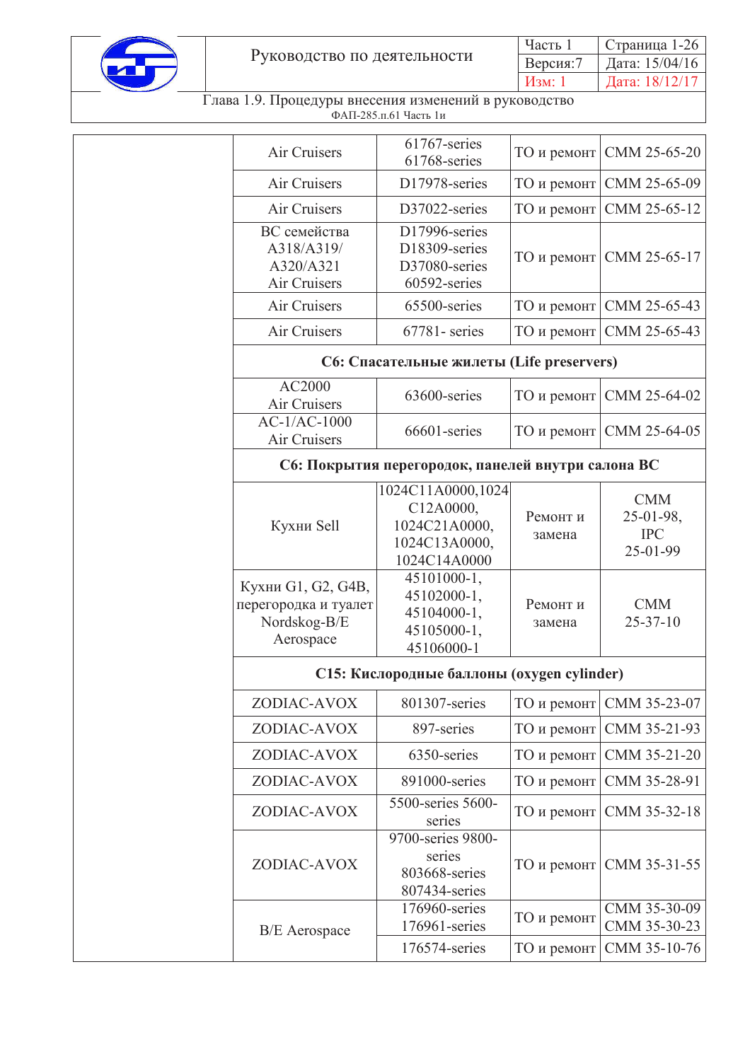| | | | | |
|---|---|---|---|---|
| | Air Cruisers | 61767-series 61768-series | ТО и ремонт | CMM 25-65-20 |
| | Air Cruisers | D17978-series | ТО и ремонт | CMM 25-65-09 |
| | Air Cruisers | D37022-series | ТО и ремонт | CMM 25-65-12 |
| | ВС семейства A318/A319/ A320/A321 Air Cruisers | D17996-series D18309-series D37080-series 60592-series | ТО и ремонт | CMM 25-65-17 |
| | Air Cruisers | 65500-series | ТО и ремонт | CMM 25-65-43 |
| | Air Cruisers | 67781- series | ТО и ремонт | CMM 25-65-43 |
| | **C6: Спасательные жилеты (Life preservers)** | | | |
| | AC2000 Air Cruisers | 63600-series | ТО и ремонт | CMM 25-64-02 |
| | AC-1/AC-1000 Air Cruisers | 66601-series | ТО и ремонт | CMM 25-64-05 |
| | **C6: Покрытия перегородок, панелей внутри салона ВС** | | | |
| | Кухни Sell | 1024C11A0000,1024C12A0000, 1024C21A0000, 1024C13A0000, 1024C14A0000 | Ремонт и замена | CMM 25-01-98, IPC 25-01-99 |
| | Кухни G1, G2, G4B, перегородка и туалет Nordskog-B/E Aerospace | 45101000-1, 45102000-1, 45104000-1, 45105000-1, 45106000-1 | Ремонт и замена | CMM 25-37-10 |
| | **C15: Кислородные баллоны (oxygen cylinder)** | | | |
| | ZODIAC-AVOX | 801307-series | ТО и ремонт | CMM 35-23-07 |
| | ZODIAC-AVOX | 897-series | ТО и ремонт | CMM 35-21-93 |
| | ZODIAC-AVOX | 6350-series | ТО и ремонт | CMM 35-21-20 |
| | ZODIAC-AVOX | 891000-series | ТО и ремонт | CMM 35-28-91 |
| | ZODIAC-AVOX | 5500-series 5600-series | ТО и ремонт | CMM 35-32-18 |
| | ZODIAC-AVOX | 9700-series 9800-series 803668-series 807434-series | ТО и ремонт | CMM 35-31-55 |
| | B/E Aerospace | 176960-series 176961-series | ТО и ремонт | CMM 35-30-09 CMM 35-30-23 |
| | | 176574-series | ТО и ремонт | CMM 35-10-76 |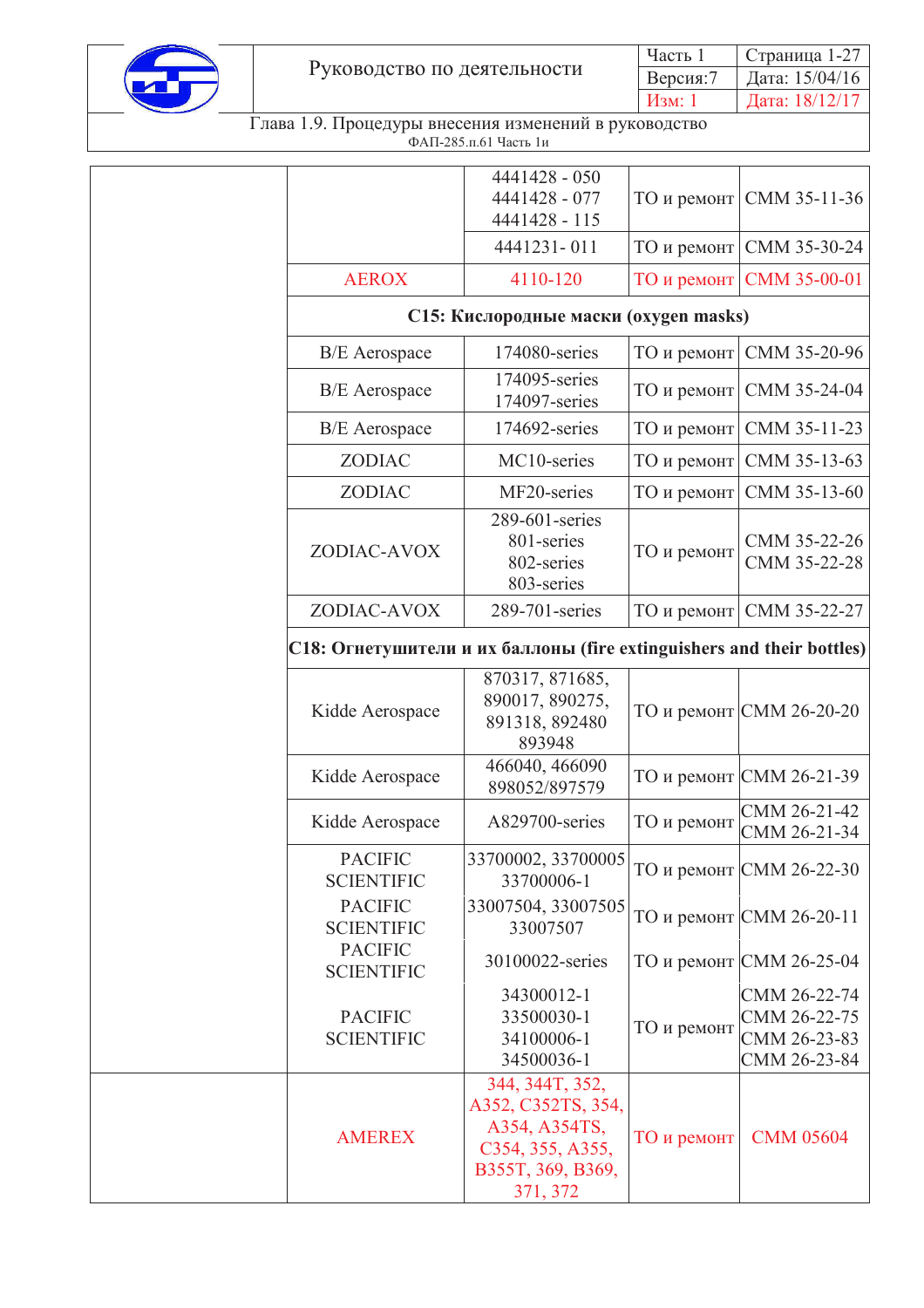| | | | | |
|---|---|---|---|---|
| | | 4441428 - 050<br>4441428 - 077<br>4441428 - 115 | ТО и ремонт | CMM 35-11-36 |
| | | 4441231- 011 | ТО и ремонт | CMM 35-30-24 |
| | AEROX | 4110-120 | ТО и ремонт | CMM 35-00-01 |
| | **C15: Кислородные маски (oxygen masks)** | | | |
| | B/E Aerospace | 174080-series | ТО и ремонт | CMM 35-20-96 |
| | B/E Aerospace | 174095-series<br>174097-series | ТО и ремонт | CMM 35-24-04 |
| | B/E Aerospace | 174692-series | ТО и ремонт | CMM 35-11-23 |
| | ZODIAC | MC10-series | ТО и ремонт | CMM 35-13-63 |
| | ZODIAC | MF20-series | ТО и ремонт | CMM 35-13-60 |
| | ZODIAC-AVOX | 289-601-series<br>801-series<br>802-series<br>803-series | ТО и ремонт | CMM 35-22-26<br>CMM 35-22-28 |
| | ZODIAC-AVOX | 289-701-series | ТО и ремонт | CMM 35-22-27 |
| | **C18: Огнетушители и их баллоны (fire extinguishers and their bottles)** | | | |
| | Kidde Aerospace | 870317, 871685,<br>890017, 890275,<br>891318, 892480<br>893948 | ТО и ремонт | CMM 26-20-20 |
| | Kidde Aerospace | 466040, 466090<br>898052/897579 | ТО и ремонт | CMM 26-21-39 |
| | Kidde Aerospace | A829700-series | ТО и ремонт | CMM 26-21-42<br>CMM 26-21-34 |
| | PACIFIC SCIENTIFIC | 33700002, 33700005<br>33700006-1 | ТО и ремонт | CMM 26-22-30 |
| | PACIFIC SCIENTIFIC | 33007504, 33007505<br>33007507 | ТО и ремонт | CMM 26-20-11 |
| | PACIFIC SCIENTIFIC | 30100022-series | ТО и ремонт | CMM 26-25-04 |
| | PACIFIC SCIENTIFIC | 34300012-1<br>33500030-1<br>34100006-1<br>34500036-1 | ТО и ремонт | CMM 26-22-74<br>CMM 26-22-75<br>CMM 26-23-83<br>CMM 26-23-84 |
| | AMEREX | 344, 344T, 352,<br>A352, C352TS, 354,<br>A354, A354TS,<br>C354, 355, A355,<br>B355T, 369, B369,<br>371, 372 | ТО и ремонт | CMM 05604 |